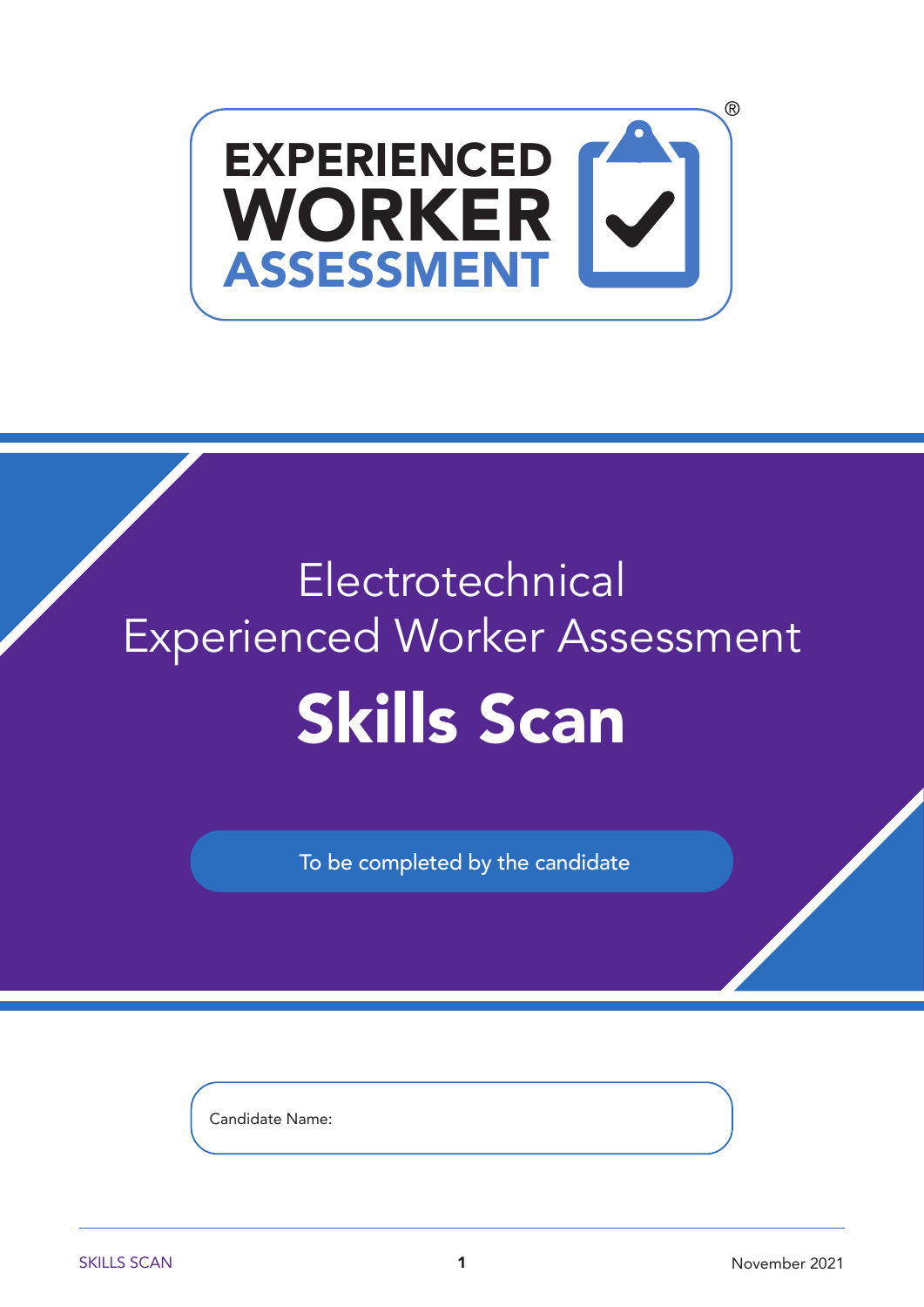EXPERIENCED WORKER ASSESSMENT®

# Electrotechnical Experienced Worker Assessment

# Skills Scan

To be completed by the candidate

Candidate Name: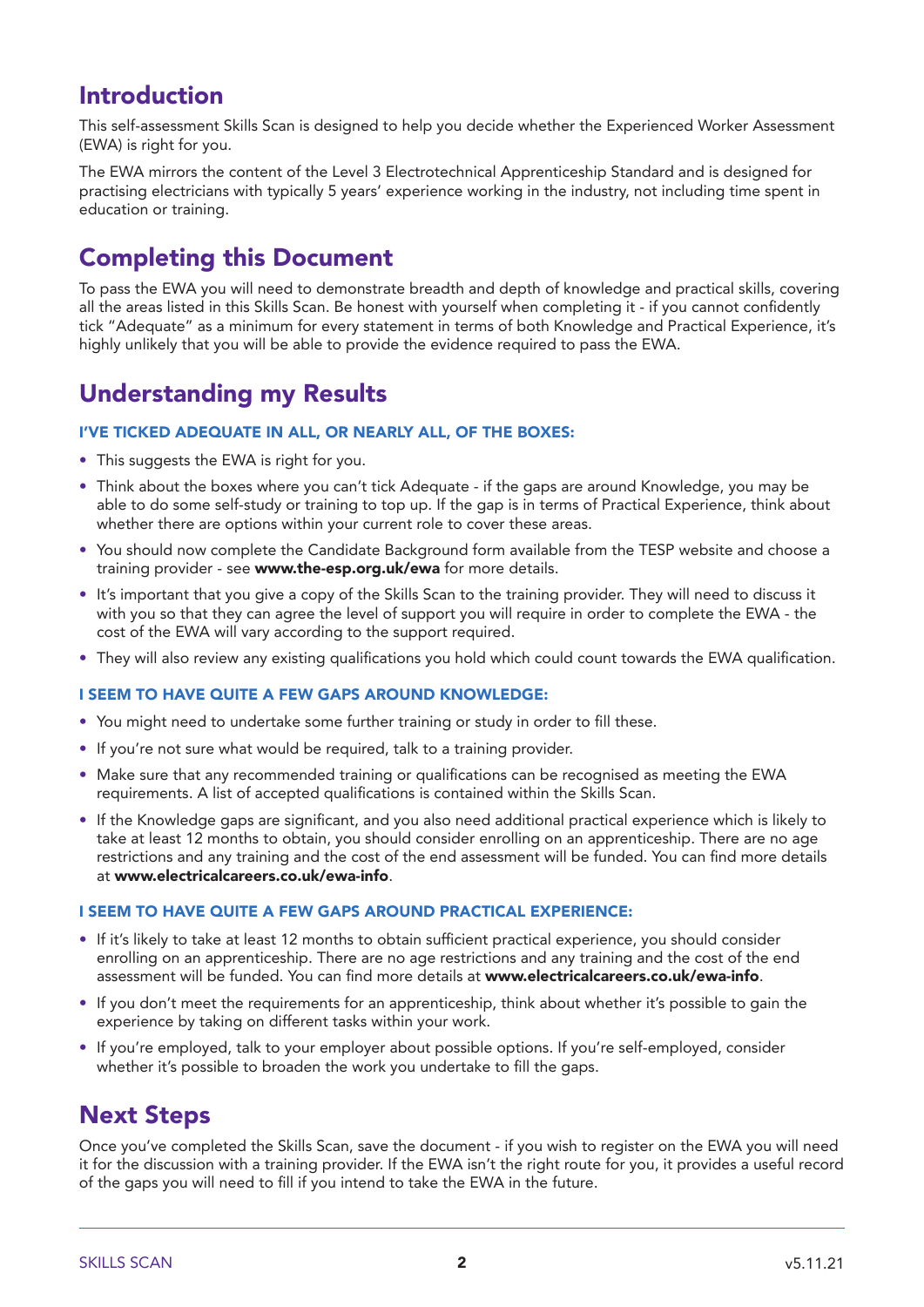## Introduction

This self-assessment Skills Scan is designed to help you decide whether the Experienced Worker Assessment (EWA) is right for you.

The EWA mirrors the content of the Level 3 Electrotechnical Apprenticeship Standard and is designed for practising electricians with typically 5 years' experience working in the industry, not including time spent in education or training.

## Completing this Document

To pass the EWA you will need to demonstrate breadth and depth of knowledge and practical skills, covering all the areas listed in this Skills Scan. Be honest with yourself when completing it - if you cannot confidently tick "Adequate" as a minimum for every statement in terms of both Knowledge and Practical Experience, it's highly unlikely that you will be able to provide the evidence required to pass the EWA.

## Understanding my Results

### I'VE TICKED ADEQUATE IN ALL, OR NEARLY ALL, OF THE BOXES:

- This suggests the EWA is right for you.
- Think about the boxes where you can't tick Adequate - if the gaps are around Knowledge, you may be able to do some self-study or training to top up. If the gap is in terms of Practical Experience, think about whether there are options within your current role to cover these areas.
- You should now complete the Candidate Background form available from the TESP website and choose a training provider - see **www.the-esp.org.uk/ewa** for more details.
- It's important that you give a copy of the Skills Scan to the training provider. They will need to discuss it with you so that they can agree the level of support you will require in order to complete the EWA - the cost of the EWA will vary according to the support required.
- They will also review any existing qualifications you hold which could count towards the EWA qualification.

### I SEEM TO HAVE QUITE A FEW GAPS AROUND KNOWLEDGE:

- You might need to undertake some further training or study in order to fill these.
- If you're not sure what would be required, talk to a training provider.
- Make sure that any recommended training or qualifications can be recognised as meeting the EWA requirements. A list of accepted qualifications is contained within the Skills Scan.
- If the Knowledge gaps are significant, and you also need additional practical experience which is likely to take at least 12 months to obtain, you should consider enrolling on an apprenticeship. There are no age restrictions and any training and the cost of the end assessment will be funded. You can find more details at **www.electricalcareers.co.uk/ewa-info**.

### I SEEM TO HAVE QUITE A FEW GAPS AROUND PRACTICAL EXPERIENCE:

- If it's likely to take at least 12 months to obtain sufficient practical experience, you should consider enrolling on an apprenticeship. There are no age restrictions and any training and the cost of the end assessment will be funded. You can find more details at **www.electricalcareers.co.uk/ewa-info**.
- If you don't meet the requirements for an apprenticeship, think about whether it's possible to gain the experience by taking on different tasks within your work.
- If you're employed, talk to your employer about possible options. If you're self-employed, consider whether it's possible to broaden the work you undertake to fill the gaps.

## Next Steps

Once you've completed the Skills Scan, save the document - if you wish to register on the EWA you will need it for the discussion with a training provider. If the EWA isn't the right route for you, it provides a useful record of the gaps you will need to fill if you intend to take the EWA in the future.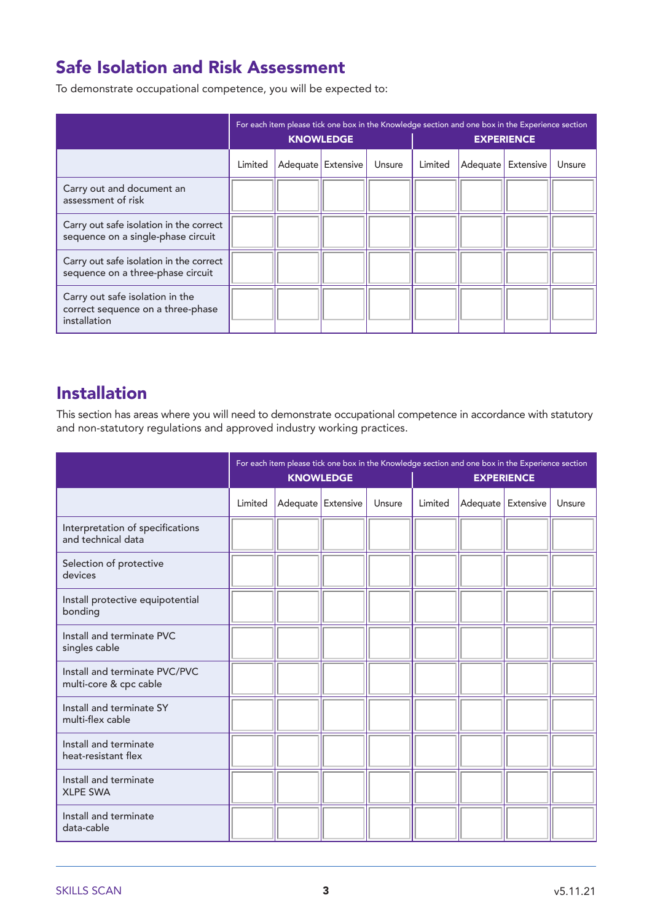## Safe Isolation and Risk Assessment

To demonstrate occupational competence, you will be expected to:

| | For each item please tick one box in the Knowledge section and one box in the Experience section KNOWLEDGE | | | | EXPERIENCE | | | |
|---|---|---|---|---|---|---|---|---|
| | Limited | Adequate | Extensive | Unsure | Limited | Adequate | Extensive | Unsure |
| Carry out and document an assessment of risk | | | | | | | | |
| Carry out safe isolation in the correct sequence on a single-phase circuit | | | | | | | | |
| Carry out safe isolation in the correct sequence on a three-phase circuit | | | | | | | | |
| Carry out safe isolation in the correct sequence on a three-phase installation | | | | | | | | |

## Installation

This section has areas where you will need to demonstrate occupational competence in accordance with statutory and non-statutory regulations and approved industry working practices.

| | For each item please tick one box in the Knowledge section and one box in the Experience section KNOWLEDGE | | | | EXPERIENCE | | | |
|---|---|---|---|---|---|---|---|---|
| | Limited | Adequate | Extensive | Unsure | Limited | Adequate | Extensive | Unsure |
| Interpretation of specifications and technical data | | | | | | | | |
| Selection of protective devices | | | | | | | | |
| Install protective equipotential bonding | | | | | | | | |
| Install and terminate PVC singles cable | | | | | | | | |
| Install and terminate PVC/PVC multi-core & cpc cable | | | | | | | | |
| Install and terminate SY multi-flex cable | | | | | | | | |
| Install and terminate heat-resistant flex | | | | | | | | |
| Install and terminate XLPE SWA | | | | | | | | |
| Install and terminate data-cable | | | | | | | | |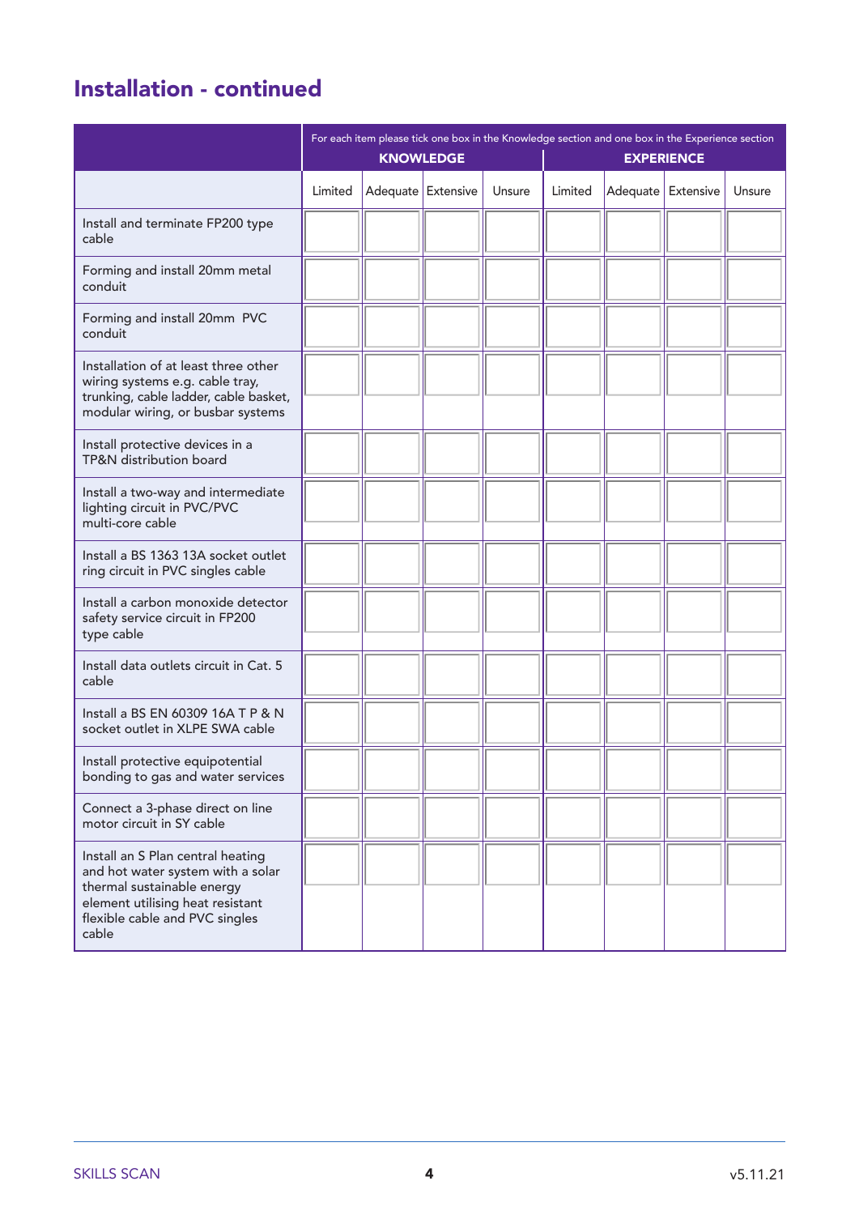## Installation - continued

| | For each item please tick one box in the Knowledge section and one box in the Experience section KNOWLEDGE | | | | EXPERIENCE | | | |
|---|---|---|---|---|---|---|---|---|
| | Limited | Adequate | Extensive | Unsure | Limited | Adequate | Extensive | Unsure |
| Install and terminate FP200 type cable | | | | | | | | |
| Forming and install 20mm metal conduit | | | | | | | | |
| Forming and install 20mm PVC conduit | | | | | | | | |
| Installation of at least three other wiring systems e.g. cable tray, trunking, cable ladder, cable basket, modular wiring, or busbar systems | | | | | | | | |
| Install protective devices in a TP&N distribution board | | | | | | | | |
| Install a two-way and intermediate lighting circuit in PVC/PVC multi-core cable | | | | | | | | |
| Install a BS 1363 13A socket outlet ring circuit in PVC singles cable | | | | | | | | |
| Install a carbon monoxide detector safety service circuit in FP200 type cable | | | | | | | | |
| Install data outlets circuit in Cat. 5 cable | | | | | | | | |
| Install a BS EN 60309 16A T P & N socket outlet in XLPE SWA cable | | | | | | | | |
| Install protective equipotential bonding to gas and water services | | | | | | | | |
| Connect a 3-phase direct on line motor circuit in SY cable | | | | | | | | |
| Install an S Plan central heating and hot water system with a solar thermal sustainable energy element utilising heat resistant flexible cable and PVC singles cable | | | | | | | | |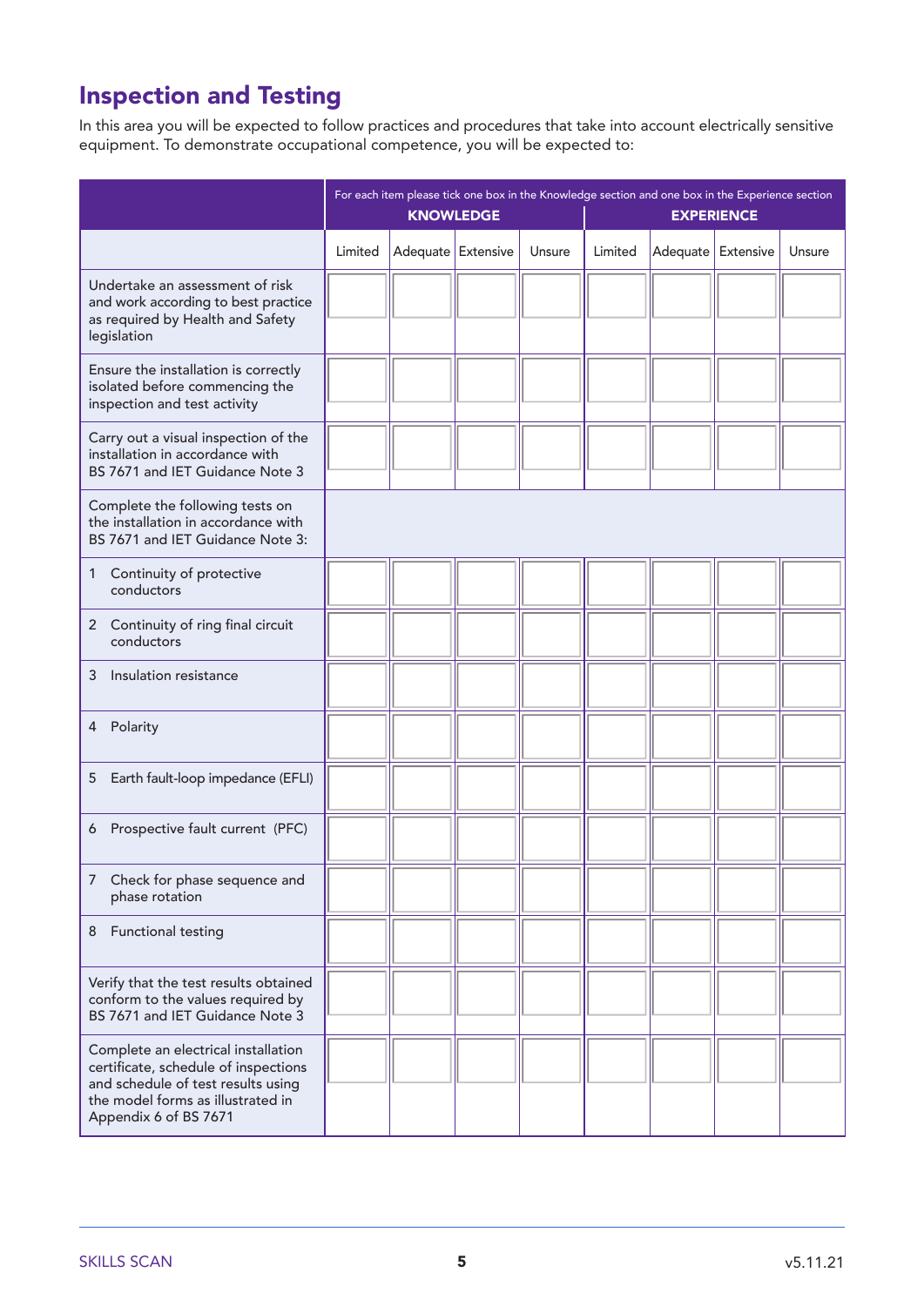# Inspection and Testing

In this area you will be expected to follow practices and procedures that take into account electrically sensitive equipment. To demonstrate occupational competence, you will be expected to:

| | For each item please tick one box in the Knowledge section and one box in the Experience section | | | | | | | |
|---|---|---|---|---|---|---|---|---|
| | **KNOWLEDGE** | | | | **EXPERIENCE** | | | |
| | Limited | Adequate | Extensive | Unsure | Limited | Adequate | Extensive | Unsure |
| Undertake an assessment of risk and work according to best practice as required by Health and Safety legislation | | | | | | | | |
| Ensure the installation is correctly isolated before commencing the inspection and test activity | | | | | | | | |
| Carry out a visual inspection of the installation in accordance with BS 7671 and IET Guidance Note 3 | | | | | | | | |
| Complete the following tests on the installation in accordance with BS 7671 and IET Guidance Note 3: | | | | | | | | |
| 1 Continuity of protective conductors | | | | | | | | |
| 2 Continuity of ring final circuit conductors | | | | | | | | |
| 3 Insulation resistance | | | | | | | | |
| 4 Polarity | | | | | | | | |
| 5 Earth fault-loop impedance (EFLI) | | | | | | | | |
| 6 Prospective fault current (PFC) | | | | | | | | |
| 7 Check for phase sequence and phase rotation | | | | | | | | |
| 8 Functional testing | | | | | | | | |
| Verify that the test results obtained conform to the values required by BS 7671 and IET Guidance Note 3 | | | | | | | | |
| Complete an electrical installation certificate, schedule of inspections and schedule of test results using the model forms as illustrated in Appendix 6 of BS 7671 | | | | | | | | |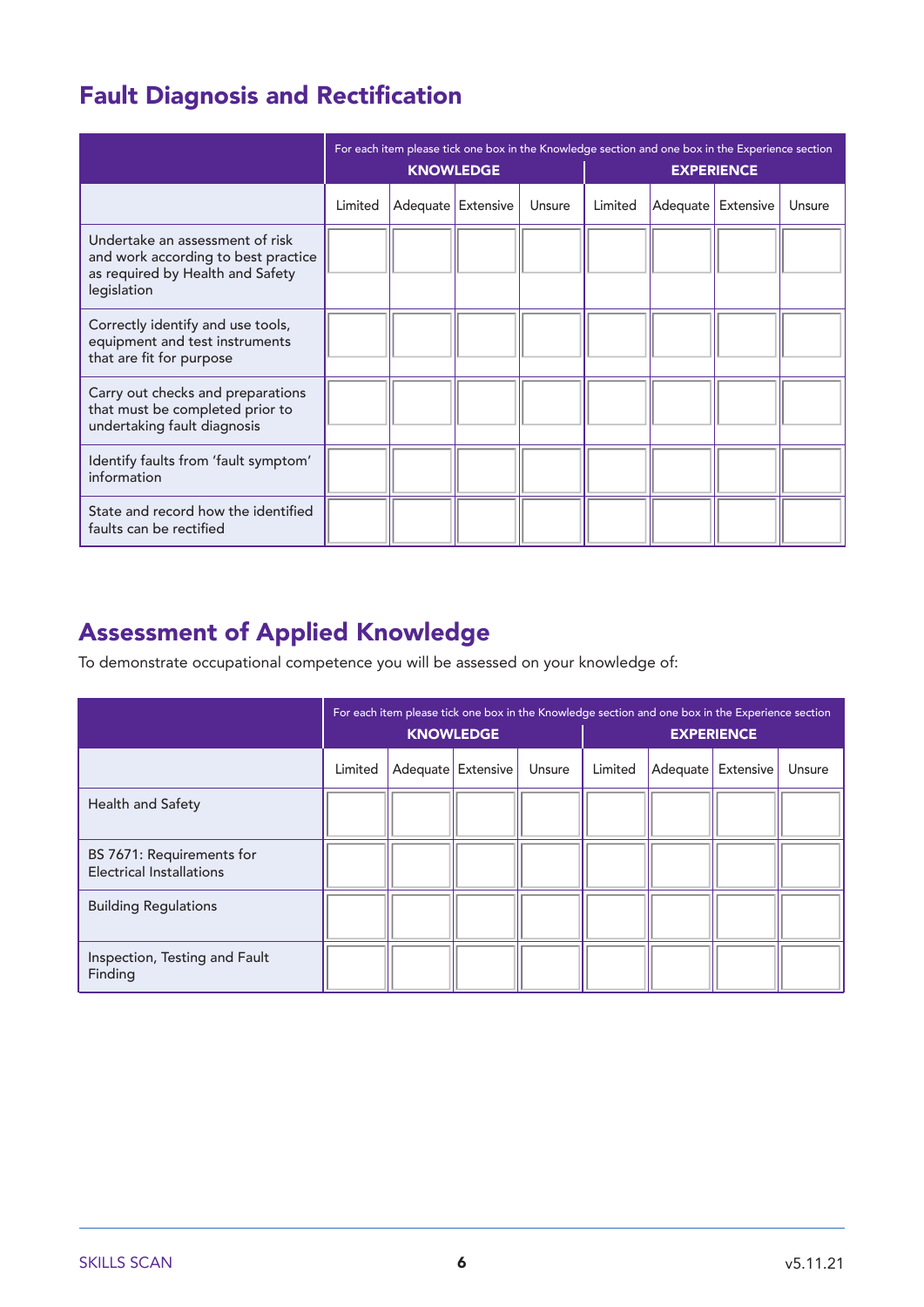## Fault Diagnosis and Rectification

| | For each item please tick one box in the Knowledge section and one box in the Experience section KNOWLEDGE | | | | EXPERIENCE | | | |
|---|---|---|---|---|---|---|---|---|
| | Limited | Adequate | Extensive | Unsure | Limited | Adequate | Extensive | Unsure |
| Undertake an assessment of risk and work according to best practice as required by Health and Safety legislation | | | | | | | | |
| Correctly identify and use tools, equipment and test instruments that are fit for purpose | | | | | | | | |
| Carry out checks and preparations that must be completed prior to undertaking fault diagnosis | | | | | | | | |
| Identify faults from 'fault symptom' information | | | | | | | | |
| State and record how the identified faults can be rectified | | | | | | | | |

## Assessment of Applied Knowledge

To demonstrate occupational competence you will be assessed on your knowledge of:

| | For each item please tick one box in the Knowledge section and one box in the Experience section KNOWLEDGE | | | | EXPERIENCE | | | |
|---|---|---|---|---|---|---|---|---|
| | Limited | Adequate | Extensive | Unsure | Limited | Adequate | Extensive | Unsure |
| Health and Safety | | | | | | | | |
| BS 7671: Requirements for Electrical Installations | | | | | | | | |
| Building Regulations | | | | | | | | |
| Inspection, Testing and Fault Finding | | | | | | | | |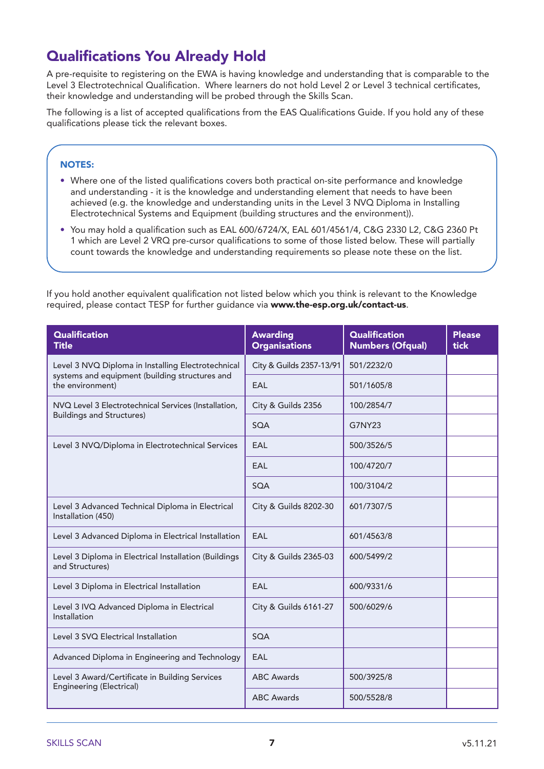# Qualifications You Already Hold

A pre-requisite to registering on the EWA is having knowledge and understanding that is comparable to the Level 3 Electrotechnical Qualification. Where learners do not hold Level 2 or Level 3 technical certificates, their knowledge and understanding will be probed through the Skills Scan.

The following is a list of accepted qualifications from the EAS Qualifications Guide. If you hold any of these qualifications please tick the relevant boxes.

**NOTES:**

- Where one of the listed qualifications covers both practical on-site performance and knowledge and understanding - it is the knowledge and understanding element that needs to have been achieved (e.g. the knowledge and understanding units in the Level 3 NVQ Diploma in Installing Electrotechnical Systems and Equipment (building structures and the environment)).
- You may hold a qualification such as EAL 600/6724/X, EAL 601/4561/4, C&G 2330 L2, C&G 2360 Pt 1 which are Level 2 VRQ pre-cursor qualifications to some of those listed below. These will partially count towards the knowledge and understanding requirements so please note these on the list.

If you hold another equivalent qualification not listed below which you think is relevant to the Knowledge required, please contact TESP for further guidance via **www.the-esp.org.uk/contact-us**.

| Qualification Title | Awarding Organisations | Qualification Numbers (Ofqual) | Please tick |
|---|---|---|---|
| Level 3 NVQ Diploma in Installing Electrotechnical systems and equipment (building structures and the environment) | City & Guilds 2357-13/91 | 501/2232/0 | |
| | EAL | 501/1605/8 | |
| NVQ Level 3 Electrotechnical Services (Installation, Buildings and Structures) | City & Guilds 2356 | 100/2854/7 | |
| | SQA | G7NY23 | |
| Level 3 NVQ/Diploma in Electrotechnical Services | EAL | 500/3526/5 | |
| | EAL | 100/4720/7 | |
| | SQA | 100/3104/2 | |
| Level 3 Advanced Technical Diploma in Electrical Installation (450) | City & Guilds 8202-30 | 601/7307/5 | |
| Level 3 Advanced Diploma in Electrical Installation | EAL | 601/4563/8 | |
| Level 3 Diploma in Electrical Installation (Buildings and Structures) | City & Guilds 2365-03 | 600/5499/2 | |
| Level 3 Diploma in Electrical Installation | EAL | 600/9331/6 | |
| Level 3 IVQ Advanced Diploma in Electrical Installation | City & Guilds 6161-27 | 500/6029/6 | |
| Level 3 SVQ Electrical Installation | SQA | | |
| Advanced Diploma in Engineering and Technology | EAL | | |
| Level 3 Award/Certificate in Building Services Engineering (Electrical) | ABC Awards | 500/3925/8 | |
| | ABC Awards | 500/5528/8 | |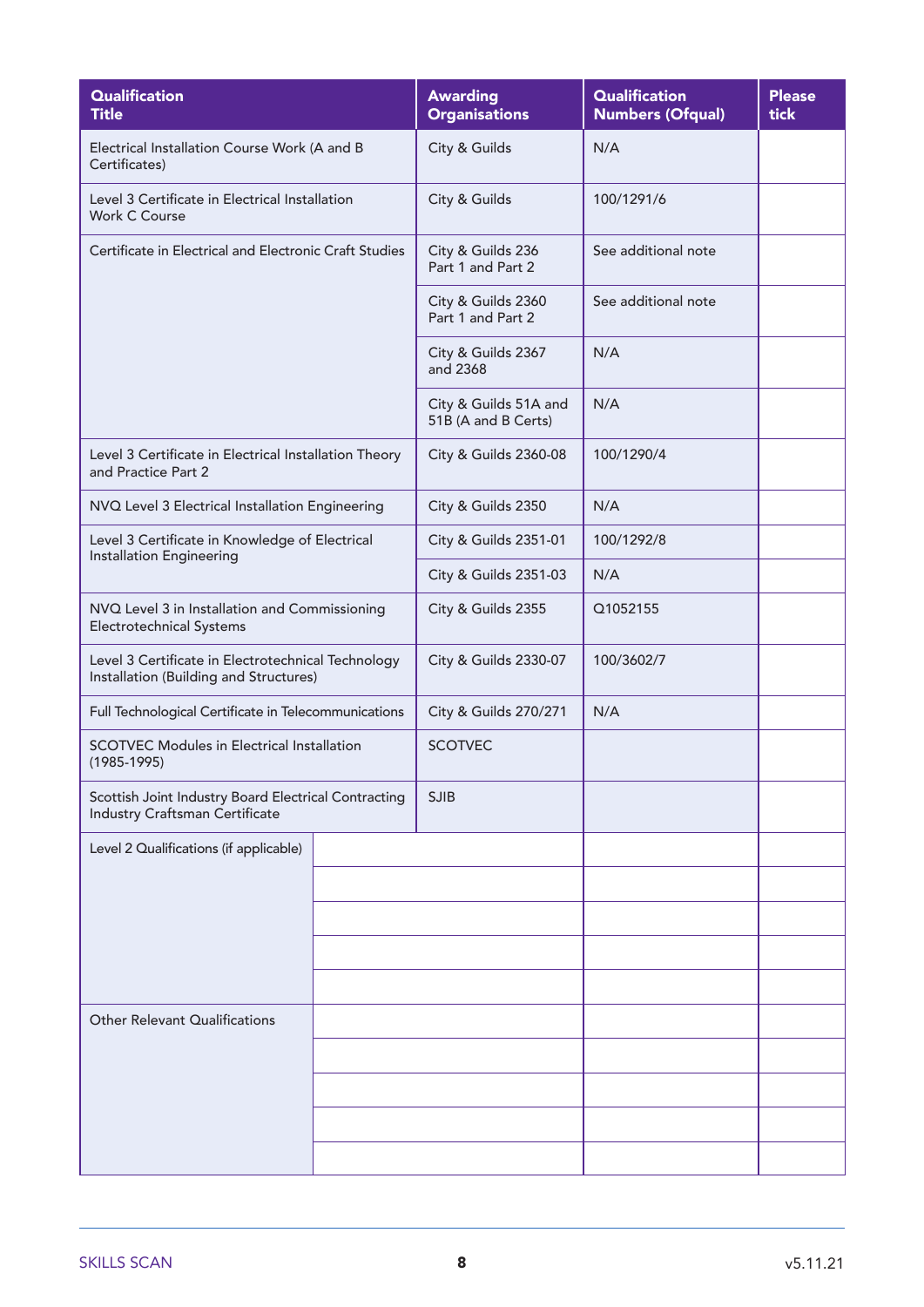| Qualification Title | Awarding Organisations | Qualification Numbers (Ofqual) | Please tick |
|---|---|---|---|
| Electrical Installation Course Work (A and B Certificates) | City & Guilds | N/A | |
| Level 3 Certificate in Electrical Installation Work C Course | City & Guilds | 100/1291/6 | |
| Certificate in Electrical and Electronic Craft Studies | City & Guilds 236 Part 1 and Part 2 | See additional note | |
| | City & Guilds 2360 Part 1 and Part 2 | See additional note | |
| | City & Guilds 2367 and 2368 | N/A | |
| | City & Guilds 51A and 51B (A and B Certs) | N/A | |
| Level 3 Certificate in Electrical Installation Theory and Practice Part 2 | City & Guilds 2360-08 | 100/1290/4 | |
| NVQ Level 3 Electrical Installation Engineering | City & Guilds 2350 | N/A | |
| Level 3 Certificate in Knowledge of Electrical Installation Engineering | City & Guilds 2351-01 | 100/1292/8 | |
| | City & Guilds 2351-03 | N/A | |
| NVQ Level 3 in Installation and Commissioning Electrotechnical Systems | City & Guilds 2355 | Q1052155 | |
| Level 3 Certificate in Electrotechnical Technology Installation (Building and Structures) | City & Guilds 2330-07 | 100/3602/7 | |
| Full Technological Certificate in Telecommunications | City & Guilds 270/271 | N/A | |
| SCOTVEC Modules in Electrical Installation (1985-1995) | SCOTVEC | | |
| Scottish Joint Industry Board Electrical Contracting Industry Craftsman Certificate | SJIB | | |
| Level 2 Qualifications (if applicable) | | | |
| | | | |
| | | | |
| | | | |
| | | | |
| Other Relevant Qualifications | | | |
| | | | |
| | | | |
| | | | |
| | | | |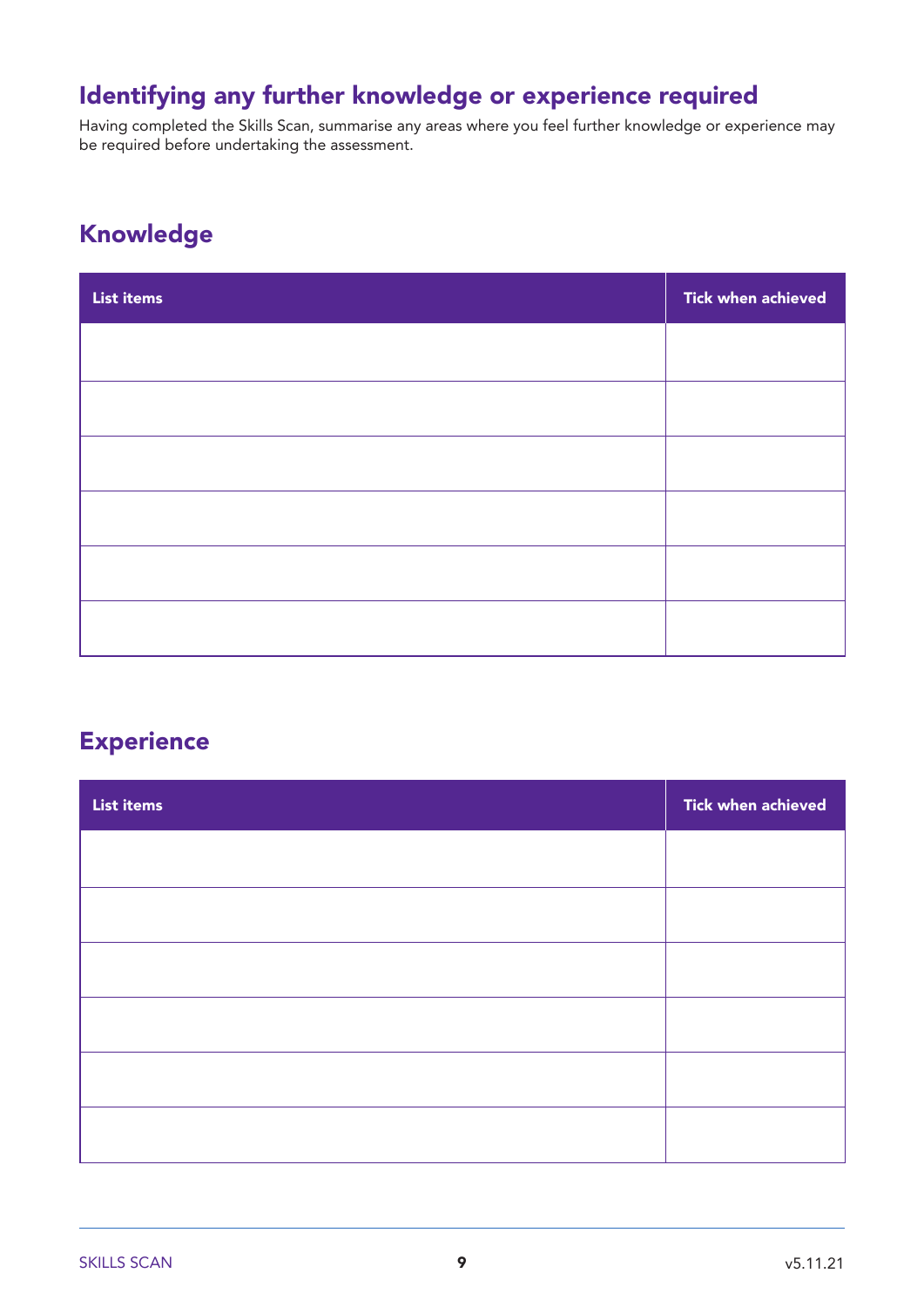# Identifying any further knowledge or experience required

Having completed the Skills Scan, summarise any areas where you feel further knowledge or experience may be required before undertaking the assessment.

## Knowledge

| List items | Tick when achieved |
|---|---|
| | |
| | |
| | |
| | |
| | |
| | |

## Experience

| List items | Tick when achieved |
|---|---|
| | |
| | |
| | |
| | |
| | |
| | |